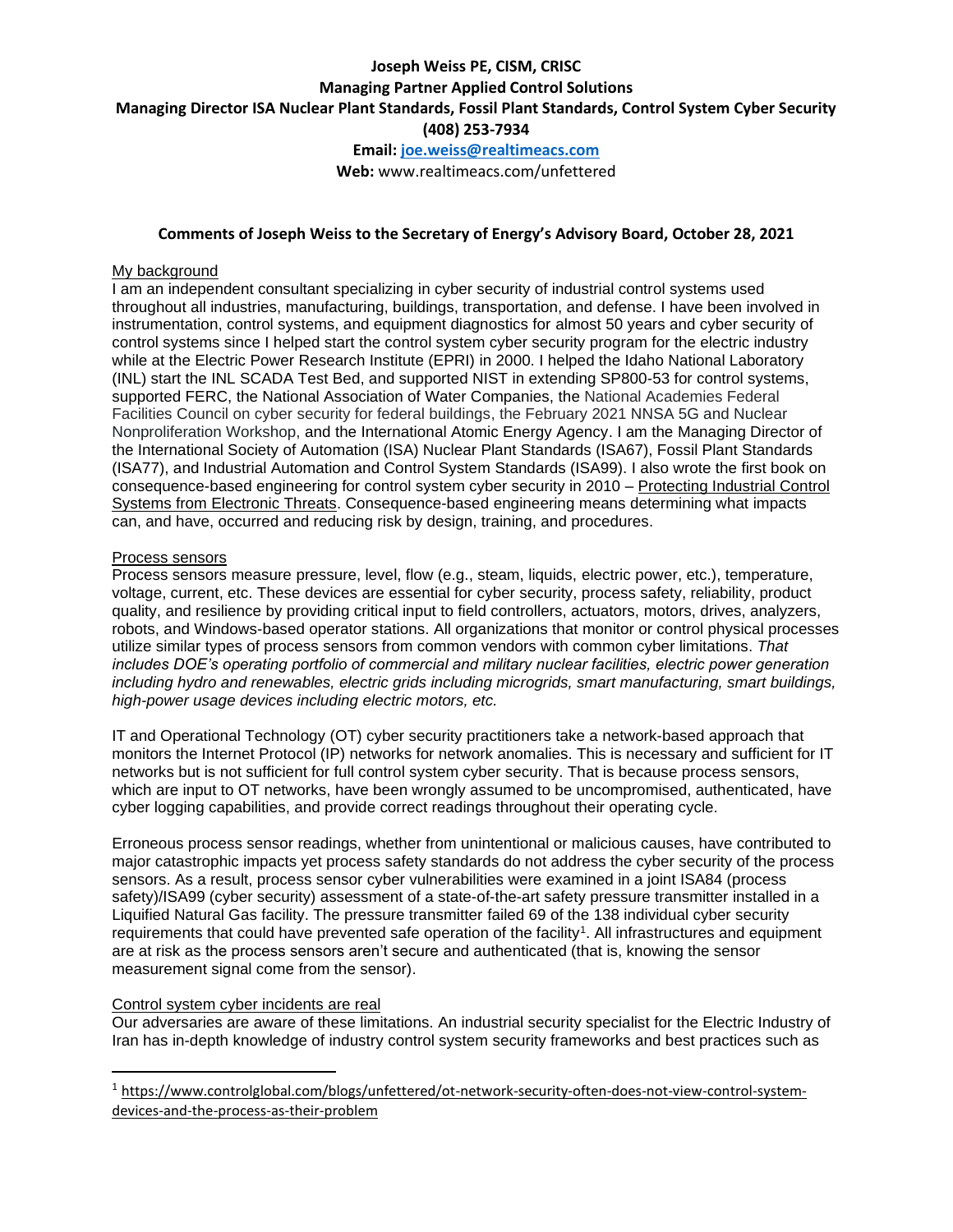**Joseph Weiss PE, CISM, CRISC**

**Managing Partner Applied Control Solutions**

**Managing Director ISA Nuclear Plant Standards, Fossil Plant Standards, Control System Cyber Security**

**(408) 253-7934**

**Email: joe.weiss@realtimeacs.com**

**Web:** www.realtimeacs.com/unfettered

**Comments of Joseph Weiss to the Secretary of Energy's Advisory Board, October 28, 2021**

My background

I am an independent consultant specializing in cyber security of industrial control systems used throughout all industries, manufacturing, buildings, transportation, and defense. I have been involved in instrumentation, control systems, and equipment diagnostics for almost 50 years and cyber security of control systems since I helped start the control system cyber security program for the electric industry while at the Electric Power Research Institute (EPRI) in 2000. I helped the Idaho National Laboratory (INL) start the INL SCADA Test Bed, and supported NIST in extending SP800-53 for control systems, supported FERC, the National Association of Water Companies, the National Academies Federal Facilities Council on cyber security for federal buildings, the February 2021 NNSA 5G and Nuclear Nonproliferation Workshop, and the International Atomic Energy Agency. I am the Managing Director of the International Society of Automation (ISA) Nuclear Plant Standards (ISA67), Fossil Plant Standards (ISA77), and Industrial Automation and Control System Standards (ISA99). I also wrote the first book on consequence-based engineering for control system cyber security in 2010 – Protecting Industrial Control Systems from Electronic Threats. Consequence-based engineering means determining what impacts can, and have, occurred and reducing risk by design, training, and procedures.

Process sensors

Process sensors measure pressure, level, flow (e.g., steam, liquids, electric power, etc.), temperature, voltage, current, etc. These devices are essential for cyber security, process safety, reliability, product quality, and resilience by providing critical input to field controllers, actuators, motors, drives, analyzers, robots, and Windows-based operator stations. All organizations that monitor or control physical processes utilize similar types of process sensors from common vendors with common cyber limitations. *That includes DOE's operating portfolio of commercial and military nuclear facilities, electric power generation including hydro and renewables, electric grids including microgrids, smart manufacturing, smart buildings, high-power usage devices including electric motors, etc.*

IT and Operational Technology (OT) cyber security practitioners take a network-based approach that monitors the Internet Protocol (IP) networks for network anomalies. This is necessary and sufficient for IT networks but is not sufficient for full control system cyber security. That is because process sensors, which are input to OT networks, have been wrongly assumed to be uncompromised, authenticated, have cyber logging capabilities, and provide correct readings throughout their operating cycle.

Erroneous process sensor readings, whether from unintentional or malicious causes, have contributed to major catastrophic impacts yet process safety standards do not address the cyber security of the process sensors. As a result, process sensor cyber vulnerabilities were examined in a joint ISA84 (process safety)/ISA99 (cyber security) assessment of a state-of-the-art safety pressure transmitter installed in a Liquified Natural Gas facility. The pressure transmitter failed 69 of the 138 individual cyber security requirements that could have prevented safe operation of the facility[1]. All infrastructures and equipment are at risk as the process sensors aren't secure and authenticated (that is, knowing the sensor measurement signal come from the sensor).

Control system cyber incidents are real

Our adversaries are aware of these limitations. An industrial security specialist for the Electric Industry of Iran has in-depth knowledge of industry control system security frameworks and best practices such as

[1] https://www.controlglobal.com/blogs/unfettered/ot-network-security-often-does-not-view-control-system-devices-and-the-process-as-their-problem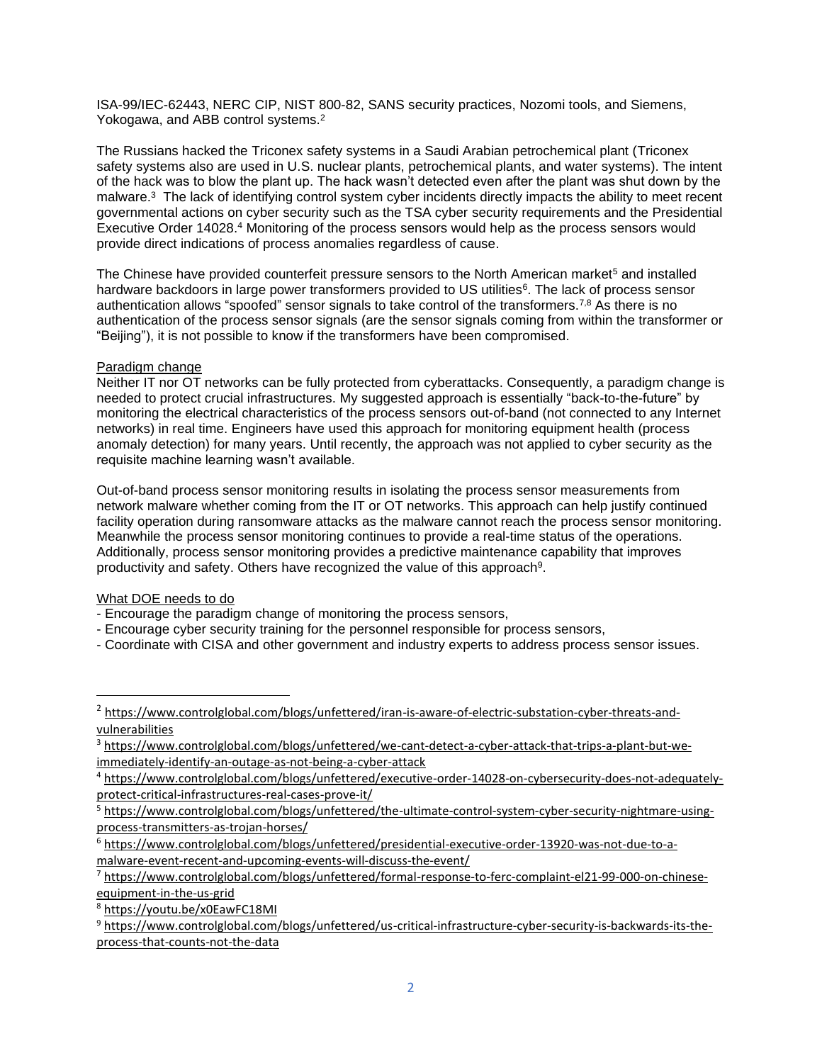ISA-99/IEC-62443, NERC CIP, NIST 800-82, SANS security practices, Nozomi tools, and Siemens, Yokogawa, and ABB control systems.[2]

The Russians hacked the Triconex safety systems in a Saudi Arabian petrochemical plant (Triconex safety systems also are used in U.S. nuclear plants, petrochemical plants, and water systems). The intent of the hack was to blow the plant up. The hack wasn't detected even after the plant was shut down by the malware.[3] The lack of identifying control system cyber incidents directly impacts the ability to meet recent governmental actions on cyber security such as the TSA cyber security requirements and the Presidential Executive Order 14028.[4] Monitoring of the process sensors would help as the process sensors would provide direct indications of process anomalies regardless of cause.

The Chinese have provided counterfeit pressure sensors to the North American market[5] and installed hardware backdoors in large power transformers provided to US utilities[6]. The lack of process sensor authentication allows "spoofed" sensor signals to take control of the transformers.[7,8] As there is no authentication of the process sensor signals (are the sensor signals coming from within the transformer or "Beijing"), it is not possible to know if the transformers have been compromised.

<u>Paradigm change</u>

Neither IT nor OT networks can be fully protected from cyberattacks. Consequently, a paradigm change is needed to protect crucial infrastructures. My suggested approach is essentially "back-to-the-future" by monitoring the electrical characteristics of the process sensors out-of-band (not connected to any Internet networks) in real time. Engineers have used this approach for monitoring equipment health (process anomaly detection) for many years. Until recently, the approach was not applied to cyber security as the requisite machine learning wasn't available.

Out-of-band process sensor monitoring results in isolating the process sensor measurements from network malware whether coming from the IT or OT networks. This approach can help justify continued facility operation during ransomware attacks as the malware cannot reach the process sensor monitoring. Meanwhile the process sensor monitoring continues to provide a real-time status of the operations. Additionally, process sensor monitoring provides a predictive maintenance capability that improves productivity and safety. Others have recognized the value of this approach[9].

<u>What DOE needs to do</u>

- Encourage the paradigm change of monitoring the process sensors,
- Encourage cyber security training for the personnel responsible for process sensors,
- Coordinate with CISA and other government and industry experts to address process sensor issues.

---

[2] https://www.controlglobal.com/blogs/unfettered/iran-is-aware-of-electric-substation-cyber-threats-and-vulnerabilities

[3] https://www.controlglobal.com/blogs/unfettered/we-cant-detect-a-cyber-attack-that-trips-a-plant-but-we-immediately-identify-an-outage-as-not-being-a-cyber-attack

[4] https://www.controlglobal.com/blogs/unfettered/executive-order-14028-on-cybersecurity-does-not-adequately-protect-critical-infrastructures-real-cases-prove-it/

[5] https://www.controlglobal.com/blogs/unfettered/the-ultimate-control-system-cyber-security-nightmare-using-process-transmitters-as-trojan-horses/

[6] https://www.controlglobal.com/blogs/unfettered/presidential-executive-order-13920-was-not-due-to-a-malware-event-recent-and-upcoming-events-will-discuss-the-event/

[7] https://www.controlglobal.com/blogs/unfettered/formal-response-to-ferc-complaint-el21-99-000-on-chinese-equipment-in-the-us-grid

[8] https://youtu.be/x0EawFC18MI

[9] https://www.controlglobal.com/blogs/unfettered/us-critical-infrastructure-cyber-security-is-backwards-its-the-process-that-counts-not-the-data